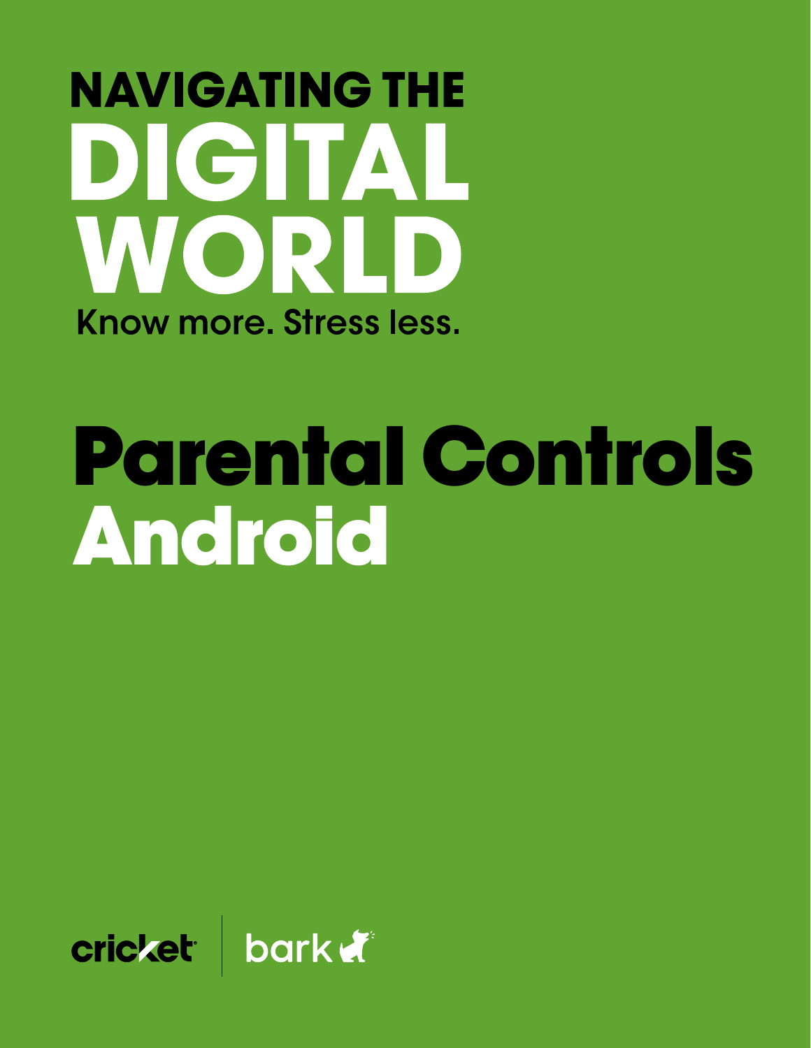# NAVIGATING THE DIGITAL WORLD

Know more. Stress less.

# Parental Controls Android

cricket | bark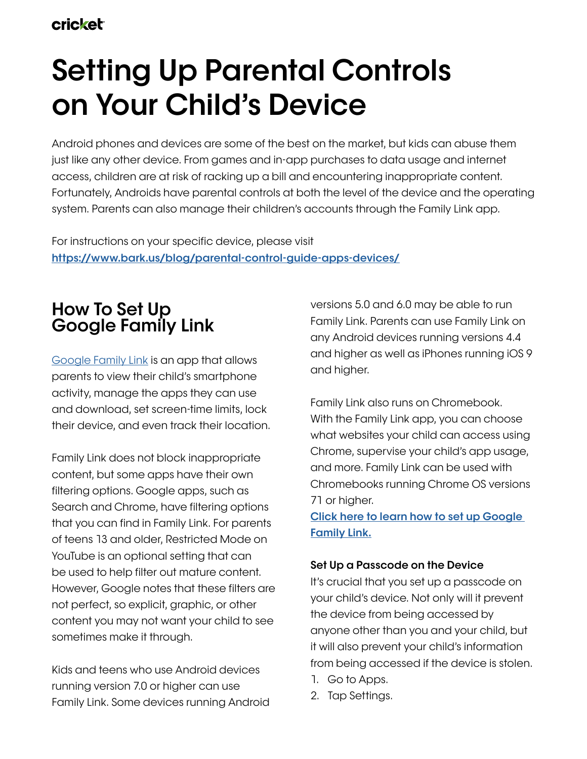cricket

# Setting Up Parental Controls on Your Child's Device

Android phones and devices are some of the best on the market, but kids can abuse them just like any other device. From games and in-app purchases to data usage and internet access, children are at risk of racking up a bill and encountering inappropriate content. Fortunately, Androids have parental controls at both the level of the device and the operating system. Parents can also manage their children's accounts through the Family Link app.

For instructions on your specific device, please visit
**https://www.bark.us/blog/parental-control-guide-apps-devices/**

## How To Set Up Google Family Link

Google Family Link is an app that allows parents to view their child's smartphone activity, manage the apps they can use and download, set screen-time limits, lock their device, and even track their location.

Family Link does not block inappropriate content, but some apps have their own filtering options. Google apps, such as Search and Chrome, have filtering options that you can find in Family Link. For parents of teens 13 and older, Restricted Mode on YouTube is an optional setting that can be used to help filter out mature content. However, Google notes that these filters are not perfect, so explicit, graphic, or other content you may not want your child to see sometimes make it through.

Kids and teens who use Android devices running version 7.0 or higher can use Family Link. Some devices running Android versions 5.0 and 6.0 may be able to run Family Link. Parents can use Family Link on any Android devices running versions 4.4 and higher as well as iPhones running iOS 9 and higher.

Family Link also runs on Chromebook. With the Family Link app, you can choose what websites your child can access using Chrome, supervise your child's app usage, and more. Family Link can be used with Chromebooks running Chrome OS versions 71 or higher.
**Click here to learn how to set up Google Family Link.**

### Set Up a Passcode on the Device

It's crucial that you set up a passcode on your child's device. Not only will it prevent the device from being accessed by anyone other than you and your child, but it will also prevent your child's information from being accessed if the device is stolen.

1. Go to Apps.
2. Tap Settings.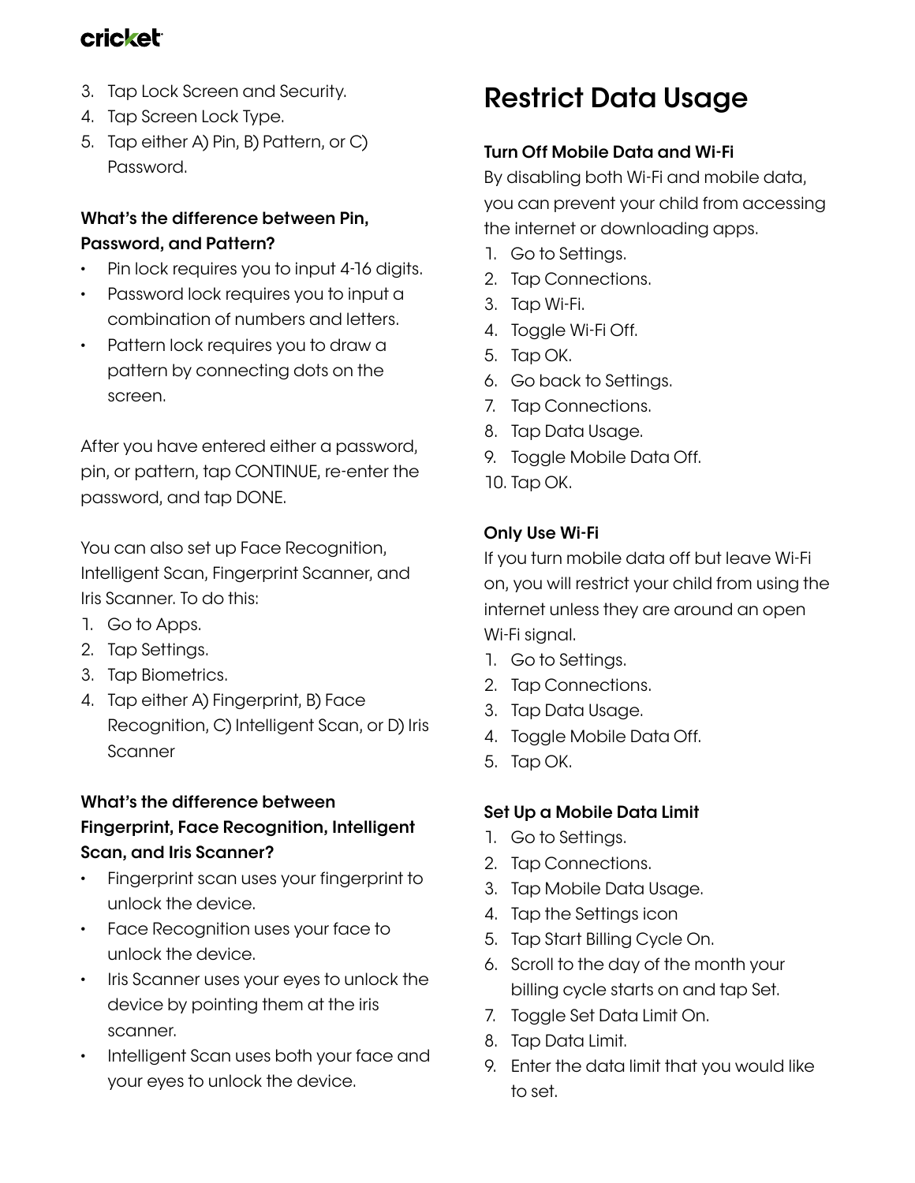3. Tap Lock Screen and Security.
4. Tap Screen Lock Type.
5. Tap either A) Pin, B) Pattern, or C) Password.

**What's the difference between Pin, Password, and Pattern?**

- Pin lock requires you to input 4-16 digits.
- Password lock requires you to input a combination of numbers and letters.
- Pattern lock requires you to draw a pattern by connecting dots on the screen.

After you have entered either a password, pin, or pattern, tap CONTINUE, re-enter the password, and tap DONE.

You can also set up Face Recognition, Intelligent Scan, Fingerprint Scanner, and Iris Scanner. To do this:

1. Go to Apps.
2. Tap Settings.
3. Tap Biometrics.
4. Tap either A) Fingerprint, B) Face Recognition, C) Intelligent Scan, or D) Iris Scanner

**What's the difference between Fingerprint, Face Recognition, Intelligent Scan, and Iris Scanner?**

- Fingerprint scan uses your fingerprint to unlock the device.
- Face Recognition uses your face to unlock the device.
- Iris Scanner uses your eyes to unlock the device by pointing them at the iris scanner.
- Intelligent Scan uses both your face and your eyes to unlock the device.

# Restrict Data Usage

**Turn Off Mobile Data and Wi-Fi**

By disabling both Wi-Fi and mobile data, you can prevent your child from accessing the internet or downloading apps.

1. Go to Settings.
2. Tap Connections.
3. Tap Wi-Fi.
4. Toggle Wi-Fi Off.
5. Tap OK.
6. Go back to Settings.
7. Tap Connections.
8. Tap Data Usage.
9. Toggle Mobile Data Off.
10. Tap OK.

**Only Use Wi-Fi**

If you turn mobile data off but leave Wi-Fi on, you will restrict your child from using the internet unless they are around an open Wi-Fi signal.

1. Go to Settings.
2. Tap Connections.
3. Tap Data Usage.
4. Toggle Mobile Data Off.
5. Tap OK.

**Set Up a Mobile Data Limit**

1. Go to Settings.
2. Tap Connections.
3. Tap Mobile Data Usage.
4. Tap the Settings icon
5. Tap Start Billing Cycle On.
6. Scroll to the day of the month your billing cycle starts on and tap Set.
7. Toggle Set Data Limit On.
8. Tap Data Limit.
9. Enter the data limit that you would like to set.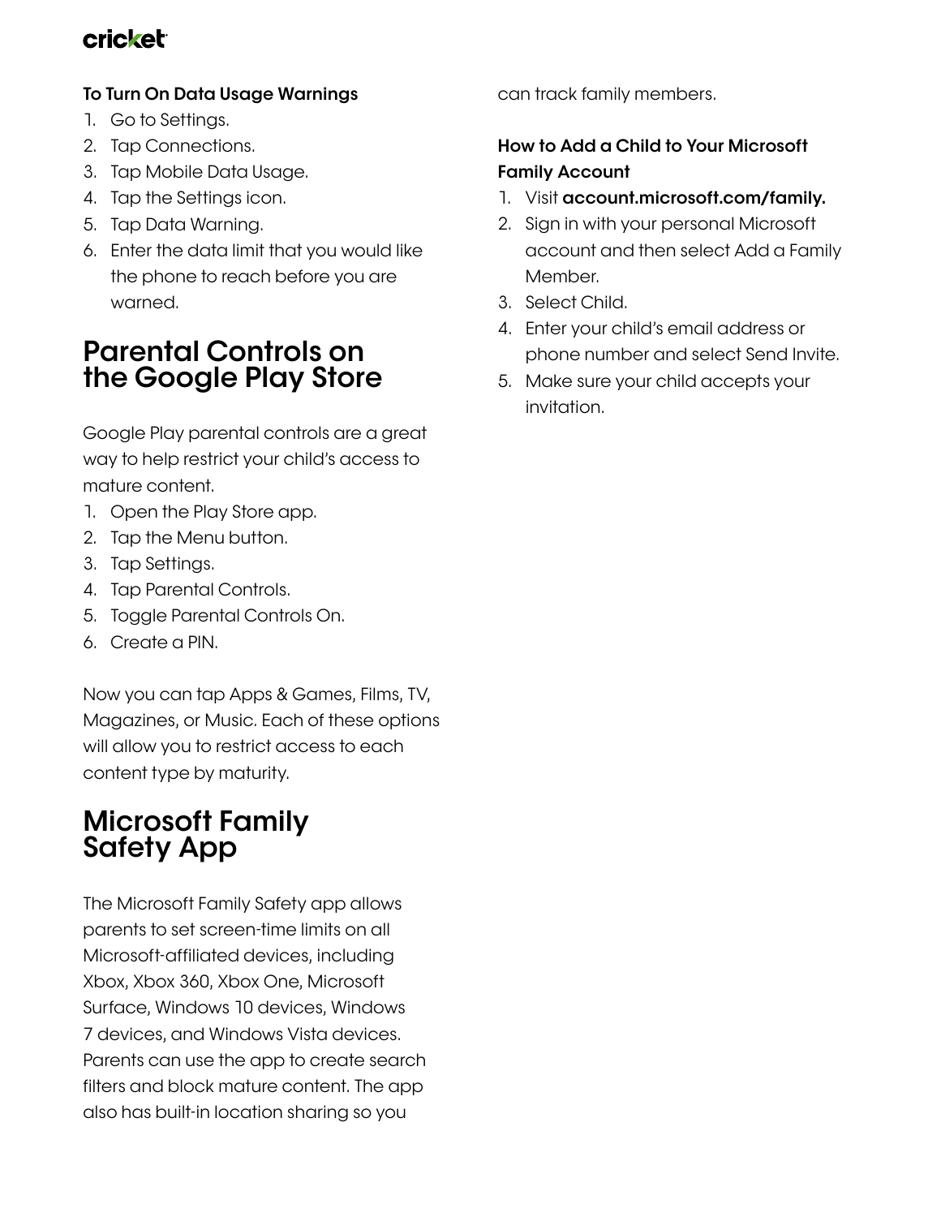**To Turn On Data Usage Warnings**

1. Go to Settings.
2. Tap Connections.
3. Tap Mobile Data Usage.
4. Tap the Settings icon.
5. Tap Data Warning.
6. Enter the data limit that you would like the phone to reach before you are warned.

## Parental Controls on the Google Play Store

Google Play parental controls are a great way to help restrict your child's access to mature content.

1. Open the Play Store app.
2. Tap the Menu button.
3. Tap Settings.
4. Tap Parental Controls.
5. Toggle Parental Controls On.
6. Create a PIN.

Now you can tap Apps & Games, Films, TV, Magazines, or Music. Each of these options will allow you to restrict access to each content type by maturity.

## Microsoft Family Safety App

The Microsoft Family Safety app allows parents to set screen-time limits on all Microsoft-affiliated devices, including Xbox, Xbox 360, Xbox One, Microsoft Surface, Windows 10 devices, Windows 7 devices, and Windows Vista devices. Parents can use the app to create search filters and block mature content. The app also has built-in location sharing so you can track family members.

**How to Add a Child to Your Microsoft Family Account**

1. Visit **account.microsoft.com/family.**
2. Sign in with your personal Microsoft account and then select Add a Family Member.
3. Select Child.
4. Enter your child's email address or phone number and select Send Invite.
5. Make sure your child accepts your invitation.